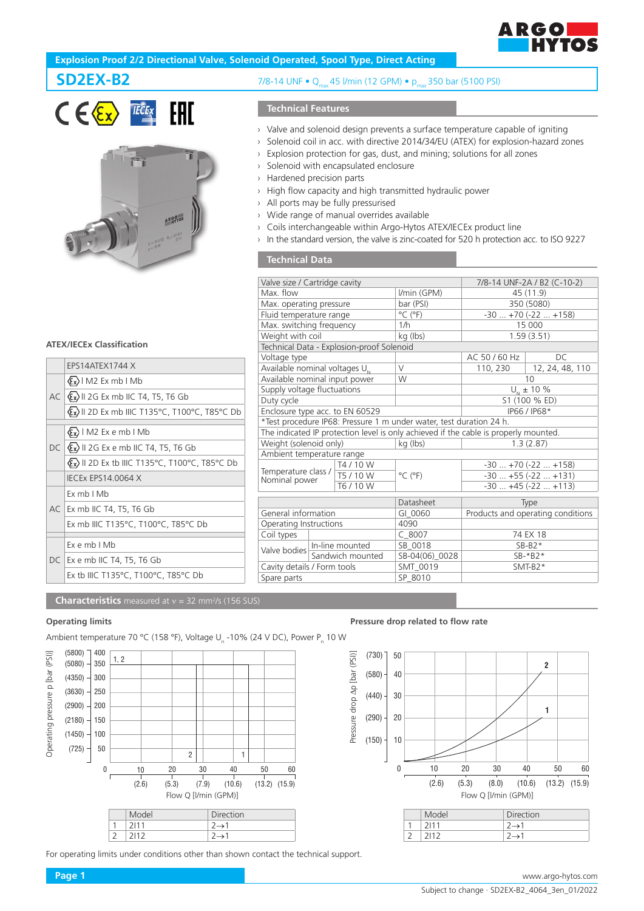# Explosion Proof 2/2 Directional Valve, Solenoid Operated, Spool Type, Direct Acting

## SD2EX-B2

7/8-14 UNF • $Q_{max}$ 45 l/min (12 GPM) • $p_{max}$ 350 bar (5100 PSI)

### Technical Features

- Valve and solenoid design prevents a surface temperature capable of igniting
- Solenoid coil in acc. with directive 2014/34/EU (ATEX) for explosion-hazard zones
- Explosion protection for gas, dust, and mining; solutions for all zones
- Solenoid with encapsulated enclosure
- Hardened precision parts
- High flow capacity and high transmitted hydraulic power
- All ports may be fully pressurised
- Wide range of manual overrides available
- Coils interchangeable within Argo-Hytos ATEX/IECEx product line
- In the standard version, the valve is zinc-coated for 520 h protection acc. to ISO 9227

### ATEX/IECEx Classification

| | EPS14ATEX1744 X |
|---|---|
| AC | I M2 Ex mb I Mb |
| | II 2G Ex mb IIC T4, T5, T6 Gb |
| | II 2D Ex mb IIIC T135°C, T100°C, T85°C Db |
| DC | I M2 Ex e mb I Mb |
| | II 2G Ex e mb IIC T4, T5, T6 Gb |
| | II 2D Ex tb IIIC T135°C, T100°C, T85°C Db |
| | IECEx EPS14.0064 X |
| AC | Ex mb I Mb |
| | Ex mb IIC T4, T5, T6 Gb |
| | Ex mb IIIC T135°C, T100°C, T85°C Db |
| DC | Ex e mb I Mb |
| | Ex e mb IIC T4, T5, T6 Gb |
| | Ex tb IIIC T135°C, T100°C, T85°C Db |

### Technical Data

| | | | |
|---|---|---|---|
| Valve size / Cartridge cavity | | 7/8-14 UNF-2A / B2 (C-10-2) | |
| Max. flow | l/min (GPM) | 45 (11.9) | |
| Max. operating pressure | bar (PSI) | 350 (5080) | |
| Fluid temperature range | °C (°F) | -30 ... +70 (-22 ... +158) | |
| Max. switching frequency | 1/h | 15 000 | |
| Weight with coil | kg (lbs) | 1.59 (3.51) | |
| **Technical Data - Explosion-proof Solenoid** | | | |
| Voltage type | | AC 50 / 60 Hz | DC |
| Available nominal voltages $U_N$ | V | 110, 230 | 12, 24, 48, 110 |
| Available nominal input power | W | 10 | |
| Supply voltage fluctuations | | $U_N$ ± 10 % | |
| Duty cycle | | S1 (100 % ED) | |
| Enclosure type acc. to EN 60529 | | IP66 / IP68* | |
| *Test procedure IP68: Pressure 1 m under water, test duration 24 h. | | | |
| The indicated IP protection level is only achieved if the cable is properly mounted. | | | |
| Weight (solenoid only) | kg (lbs) | 1.3 (2.87) | |
| Ambient temperature range | | | |
| Temperature class / Nominal power: T4 / 10 W | °C (°F) | -30 ... +70 (-22 ... +158) | |
| Temperature class / Nominal power: T5 / 10 W | °C (°F) | -30 ... +55 (-22 ... +131) | |
| Temperature class / Nominal power: T6 / 10 W | °C (°F) | -30 ... +45 (-22 ... +113) | |

| | Datasheet | Type |
|---|---|---|
| General information | GI_0060 | Products and operating conditions |
| Operating Instructions | 4090 | |
| Coil types | C_8007 | 74 EX 18 |
| Valve bodies – In-line mounted | SB_0018 | SB-B2* |
| Valve bodies – Sandwich mounted | SB-04(06)_0028 | SB-*B2* |
| Cavity details / Form tools | SMT_0019 | SMT-B2* |
| Spare parts | SP_8010 | |

### Characteristics measured at ν = 32 mm²/s (156 SUS)

**Operating limits**

Ambient temperature 70 °C (158 °F), Voltage $U_n$ -10% (24 V DC), Power $P_n$ 10 W

| | Model | Direction |
|---|---|---|
| 1 | 2I11 | 2→1 |
| 2 | 2I12 | 2→1 |

**Pressure drop related to flow rate**

| | Model | Direction |
|---|---|---|
| 1 | 2I11 | 2→1 |
| 2 | 2I12 | 2→1 |

For operating limits under conditions other than shown contact the technical support.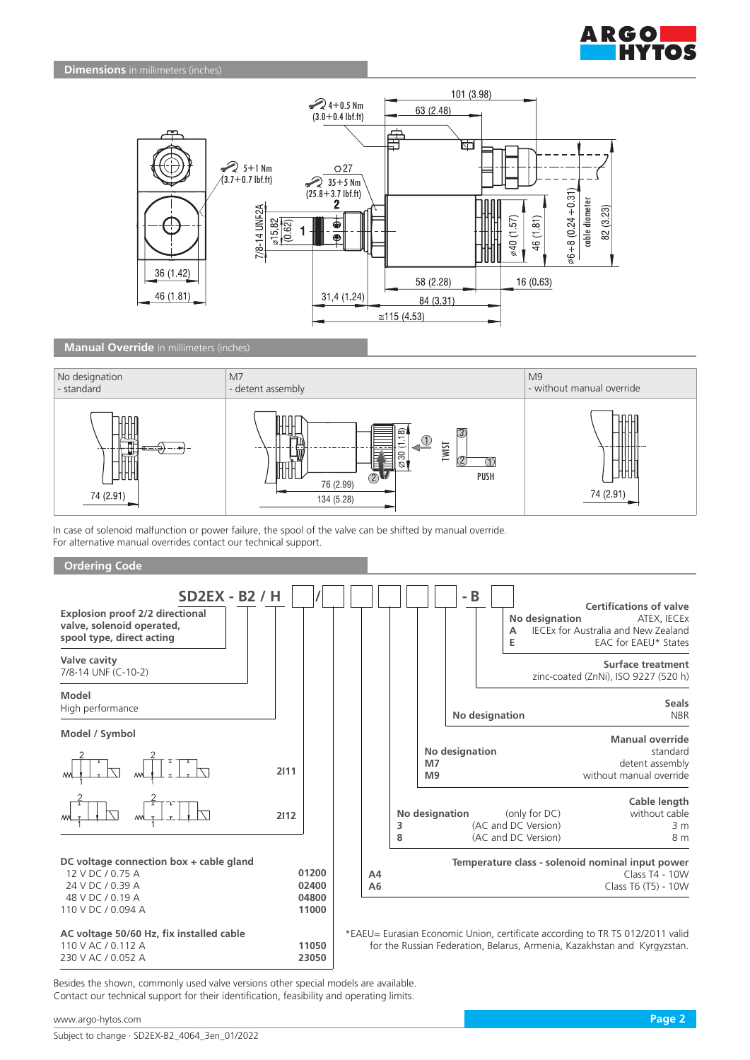## Dimensions in millimeters (inches)

## Manual Override in millimeters (inches)

| No designation - standard | M7 - detent assembly | M9 - without manual override |
|---|---|---|
| 74 (2.91) | 76 (2.99) / 134 (5.28) | 74 (2.91) |

In case of solenoid malfunction or power failure, the spool of the valve can be shifted by manual override.
For alternative manual overrides contact our technical support.

## Ordering Code

**SD2EX - B2 / H [ ] / [ ] [ ] [ ] [ ] [ ] - B [ ]**

**Explosion proof 2/2 directional valve, solenoid operated, spool type, direct acting**

**Valve cavity**
7/8-14 UNF (C-10-2)

**Model**
High performance

**Model / Symbol**

| Symbol | Code |
|---|---|
| 2/2 normally closed | 2I11 |
| 2/2 normally open | 2I12 |

**DC voltage connection box + cable gland**

| Voltage | Code |
|---|---|
| 12 V DC / 0.75 A | 01200 |
| 24 V DC / 0.39 A | 02400 |
| 48 V DC / 0.19 A | 04800 |
| 110 V DC / 0.094 A | 11000 |

**AC voltage 50/60 Hz, fix installed cable**

| Voltage | Code |
|---|---|
| 110 V AC / 0.112 A | 11050 |
| 230 V AC / 0.052 A | 23050 |

**Temperature class - solenoid nominal input power**

| Code | |
|---|---|
| A4 | Class T4 - 10W |
| A6 | Class T6 (T5) - 10W |

**Cable length**

| Code | | |
|---|---|---|
| No designation | (only for DC) | without cable |
| 3 | (AC and DC Version) | 3 m |
| 8 | (AC and DC Version) | 8 m |

**Manual override**

| Code | |
|---|---|
| No designation | standard |
| M7 | detent assembly |
| M9 | without manual override |

**Seals**

| Code | |
|---|---|
| No designation | NBR |

**Surface treatment**
zinc-coated (ZnNi), ISO 9227 (520 h)

**Certifications of valve**

| Code | |
|---|---|
| No designation | ATEX, IECEx |
| A | IECEx for Australia and New Zealand |
| E | EAC for EAEU* States |

*EAEU= Eurasian Economic Union, certificate according to TR TS 012/2011 valid for the Russian Federation, Belarus, Armenia, Kazakhstan and Kyrgyzstan.

Besides the shown, commonly used valve versions other special models are available.
Contact our technical support for their identification, feasibility and operating limits.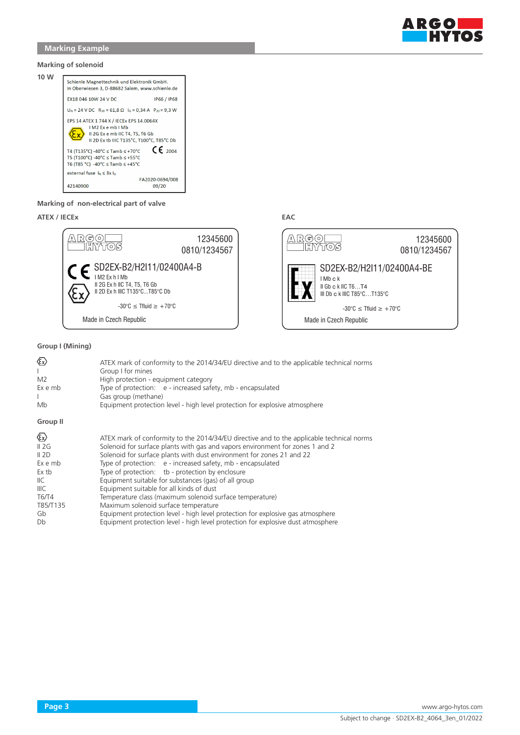## Marking Example

### Marking of solenoid

**10 W**

Schienle Magnettechnik und Elektronik GmbH.
In Oberwiesen 3, D-88682 Salem, www.schienle.de

EX18 046 10W 24 V DC IP66 / IP68

$U_N$ = 24 V DC $R_{20}$ = 61,8 Ω $I_G$ = 0,34 A $P_{20}$ = 9,3 W

EPS 14 ATEX 1 744 X / IECEx EPS 14.0064X
I M2 Ex e mb I Mb
II 2G Ex e mb IIC T4, T5, T6 Gb
II 2D Ex tb IIIC T135°C, T100°C, T85°C Db

T4 (T135°C) -40°C ≤ Tamb ≤ +70°C CE 2004
T5 (T100°C) -40°C ≤ Tamb ≤ +55°C
T6 (T85 °C) -40°C ≤ Tamb ≤ +45°C

external fuse $I_N$ ≤ 3x $I_G$

FA2020-0694/008
42140900 09/20

### Marking of non-electrical part of valve

**ATEX / IECEx**

ARGO HYTOS
12345600
0810/1234567
CE SD2EX-B2/H2I11/02400A4-B
I M2 Ex h I Mb
II 2G Ex h IIC T4, T5, T6 Gb
II 2D Ex h IIIC T135°C...T85°C Db
-30°C ≤ Tfluid ≥ +70°C
Made in Czech Republic

**EAC**

ARGO HYTOS
12345600
0810/1234567
Ex SD2EX-B2/H2I11/02400A4-BE
I Mb c k
II Gb c k IIC T6…T4
III Db c k IIIC T85°C…T135°C
-30°C ≤ Tfluid ≥ +70°C
Made in Czech Republic

### Group I (Mining)

| | |
|---|---|
| Ex | ATEX mark of conformity to the 2014/34/EU directive and to the applicable technical norms |
| I | Group I for mines |
| M2 | High protection - equipment category |
| Ex e mb | Type of protection: e - increased safety, mb - encapsulated |
| I | Gas group (methane) |
| Mb | Equipment protection level - high level protection for explosive atmosphere |

### Group II

| | |
|---|---|
| Ex | ATEX mark of conformity to the 2014/34/EU directive and to the applicable technical norms |
| II 2G | Solenoid for surface plants with gas and vapors environment for zones 1 and 2 |
| II 2D | Solenoid for surface plants with dust environment for zones 21 and 22 |
| Ex e mb | Type of protection: e - increased safety, mb - encapsulated |
| Ex tb | Type of protection: tb - protection by enclosure |
| IIC | Equipment suitable for substances (gas) of all group |
| IIIC | Equipment suitable for all kinds of dust |
| T6/T4 | Temperature class (maximum solenoid surface temperature) |
| T85/T135 | Maximum solenoid surface temperature |
| Gb | Equipment protection level - high level protection for explosive gas atmosphere |
| Db | Equipment protection level - high level protection for explosive dust atmosphere |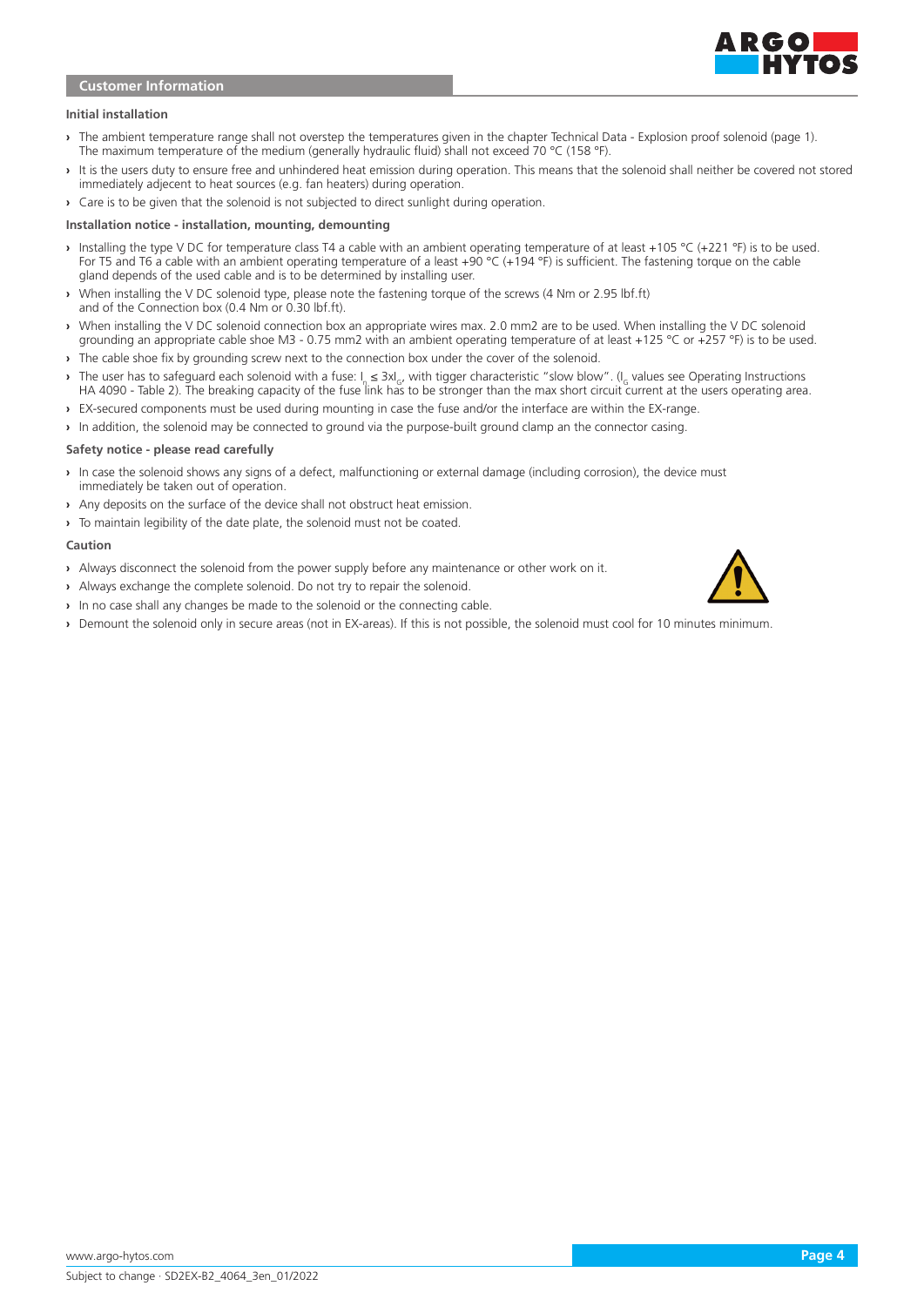## Customer Information

### Initial installation

- The ambient temperature range shall not overstep the temperatures given in the chapter Technical Data - Explosion proof solenoid (page 1). The maximum temperature of the medium (generally hydraulic fluid) shall not exceed 70 °C (158 °F).
- It is the users duty to ensure free and unhindered heat emission during operation. This means that the solenoid shall neither be covered not stored immediately adjecent to heat sources (e.g. fan heaters) during operation.
- Care is to be given that the solenoid is not subjected to direct sunlight during operation.

### Installation notice - installation, mounting, demounting

- Installing the type V DC for temperature class T4 a cable with an ambient operating temperature of at least +105 °C (+221 °F) is to be used. For T5 and T6 a cable with an ambient operating temperature of a least +90 °C (+194 °F) is sufficient. The fastening torque on the cable gland depends of the used cable and is to be determined by installing user.
- When installing the V DC solenoid type, please note the fastening torque of the screws (4 Nm or 2.95 lbf.ft) and of the Connection box (0.4 Nm or 0.30 lbf.ft).
- When installing the V DC solenoid connection box an appropriate wires max. 2.0 mm2 are to be used. When installing the V DC solenoid grounding an appropriate cable shoe M3 - 0.75 mm2 with an ambient operating temperature of at least +125 °C or +257 °F) is to be used.
- The cable shoe fix by grounding screw next to the connection box under the cover of the solenoid.
- The user has to safeguard each solenoid with a fuse: $I_f \leq 3xI_G$, with tigger characteristic "slow blow". ($I_G$ values see Operating Instructions HA 4090 - Table 2). The breaking capacity of the fuse link has to be stronger than the max short circuit current at the users operating area.
- EX-secured components must be used during mounting in case the fuse and/or the interface are within the EX-range.
- In addition, the solenoid may be connected to ground via the purpose-built ground clamp an the connector casing.

### Safety notice - please read carefully

- In case the solenoid shows any signs of a defect, malfunctioning or external damage (including corrosion), the device must immediately be taken out of operation.
- Any deposits on the surface of the device shall not obstruct heat emission.
- To maintain legibility of the date plate, the solenoid must not be coated.

### Caution

- Always disconnect the solenoid from the power supply before any maintenance or other work on it.
- Always exchange the complete solenoid. Do not try to repair the solenoid.
- In no case shall any changes be made to the solenoid or the connecting cable.
- Demount the solenoid only in secure areas (not in EX-areas). If this is not possible, the solenoid must cool for 10 minutes minimum.